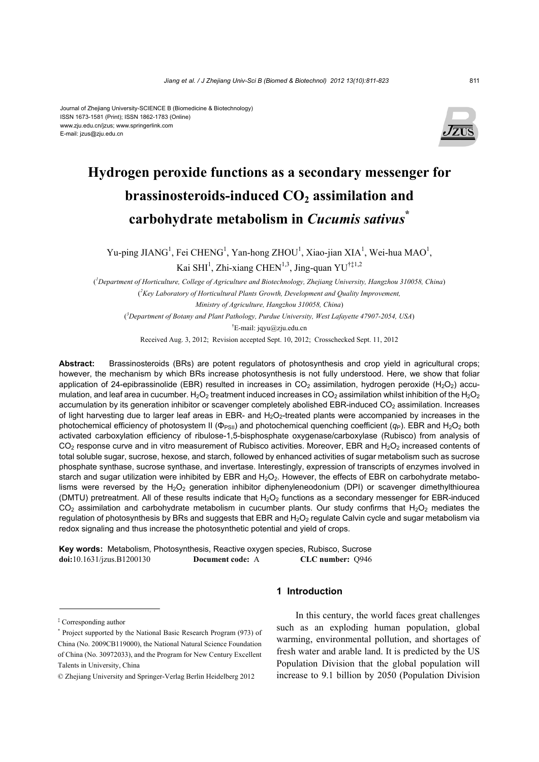Journal of Zhejiang University-SCIENCE B (Biomedicine & Biotechnology)
ISSN 1673-1581 (Print); ISSN 1862-1783 (Online)
www.zju.edu.cn/jzus; www.springerlink.com
E-mail: jzus@zju.edu.cn

# Hydrogen peroxide functions as a secondary messenger for brassinosteroids-induced $CO_2$ assimilation and carbohydrate metabolism in *Cucumis sativus*[*]

Yu-ping JIANG[1], Fei CHENG[1], Yan-hong ZHOU[1], Xiao-jian XIA[1], Wei-hua MAO[1], Kai SHI[1], Zhi-xiang CHEN[1,3], Jing-quan YU[†‡1,2]

([1]*Department of Horticulture, College of Agriculture and Biotechnology, Zhejiang University, Hangzhou 310058, China*)

([2]*Key Laboratory of Horticultural Plants Growth, Development and Quality Improvement, Ministry of Agriculture, Hangzhou 310058, China*)

([3]*Department of Botany and Plant Pathology, Purdue University, West Lafayette 47907-2054, USA*)

[†]E-mail: jqyu@zju.edu.cn

Received Aug. 3, 2012; Revision accepted Sept. 10, 2012; Crosschecked Sept. 11, 2012

**Abstract:** Brassinosteroids (BRs) are potent regulators of photosynthesis and crop yield in agricultural crops; however, the mechanism by which BRs increase photosynthesis is not fully understood. Here, we show that foliar application of 24-epibrassinolide (EBR) resulted in increases in $CO_2$ assimilation, hydrogen peroxide ($H_2O_2$) accumulation, and leaf area in cucumber. $H_2O_2$ treatment induced increases in $CO_2$ assimilation whilst inhibition of the $H_2O_2$ accumulation by its generation inhibitor or scavenger completely abolished EBR-induced $CO_2$ assimilation. Increases of light harvesting due to larger leaf areas in EBR- and $H_2O_2$-treated plants were accompanied by increases in the photochemical efficiency of photosystem II ($\Phi_{PSII}$) and photochemical quenching coefficient ($q_P$). EBR and $H_2O_2$ both activated carboxylation efficiency of ribulose-1,5-bisphosphate oxygenase/carboxylase (Rubisco) from analysis of $CO_2$ response curve and in vitro measurement of Rubisco activities. Moreover, EBR and $H_2O_2$ increased contents of total soluble sugar, sucrose, hexose, and starch, followed by enhanced activities of sugar metabolism such as sucrose phosphate synthase, sucrose synthase, and invertase. Interestingly, expression of transcripts of enzymes involved in starch and sugar utilization were inhibited by EBR and $H_2O_2$. However, the effects of EBR on carbohydrate metabolisms were reversed by the $H_2O_2$ generation inhibitor diphenyleneodonium (DPI) or scavenger dimethylthiourea (DMTU) pretreatment. All of these results indicate that $H_2O_2$ functions as a secondary messenger for EBR-induced $CO_2$ assimilation and carbohydrate metabolism in cucumber plants. Our study confirms that $H_2O_2$ mediates the regulation of photosynthesis by BRs and suggests that EBR and $H_2O_2$ regulate Calvin cycle and sugar metabolism via redox signaling and thus increase the photosynthetic potential and yield of crops.

**Key words:** Metabolism, Photosynthesis, Reactive oxygen species, Rubisco, Sucrose
**doi:**10.1631/jzus.B1200130 **Document code:** A **CLC number:** Q946

## 1 Introduction

In this century, the world faces great challenges such as an exploding human population, global warming, environmental pollution, and shortages of fresh water and arable land. It is predicted by the US Population Division that the global population will increase to 9.1 billion by 2050 (Population Division

---

[‡] Corresponding author

[*] Project supported by the National Basic Research Program (973) of China (No. 2009CB119000), the National Natural Science Foundation of China (No. 30972033), and the Program for New Century Excellent Talents in University, China

© Zhejiang University and Springer-Verlag Berlin Heidelberg 2012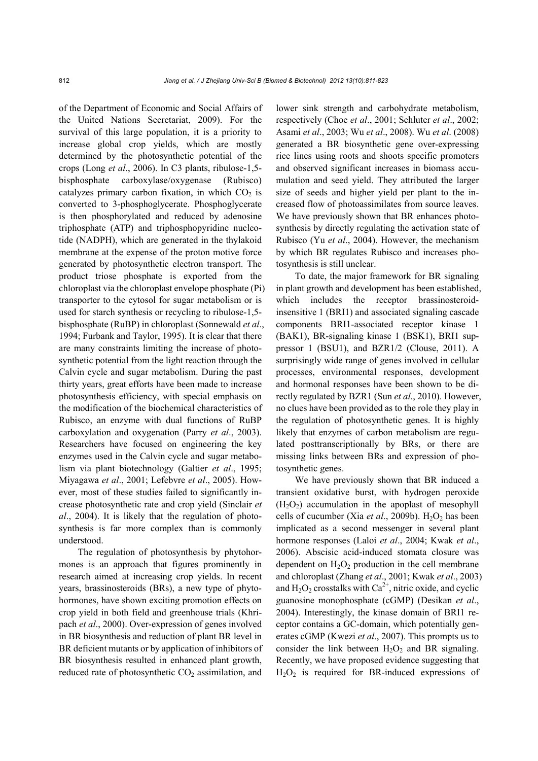of the Department of Economic and Social Affairs of the United Nations Secretariat, 2009). For the survival of this large population, it is a priority to increase global crop yields, which are mostly determined by the photosynthetic potential of the crops (Long *et al*., 2006). In C3 plants, ribulose-1,5-bisphosphate carboxylase/oxygenase (Rubisco) catalyzes primary carbon fixation, in which $CO_2$ is converted to 3-phosphoglycerate. Phosphoglycerate is then phosphorylated and reduced by adenosine triphosphate (ATP) and triphosphopyridine nucleotide (NADPH), which are generated in the thylakoid membrane at the expense of the proton motive force generated by photosynthetic electron transport. The product triose phosphate is exported from the chloroplast via the chloroplast envelope phosphate (Pi) transporter to the cytosol for sugar metabolism or is used for starch synthesis or recycling to ribulose-1,5-bisphosphate (RuBP) in chloroplast (Sonnewald *et al*., 1994; Furbank and Taylor, 1995). It is clear that there are many constraints limiting the increase of photosynthetic potential from the light reaction through the Calvin cycle and sugar metabolism. During the past thirty years, great efforts have been made to increase photosynthesis efficiency, with special emphasis on the modification of the biochemical characteristics of Rubisco, an enzyme with dual functions of RuBP carboxylation and oxygenation (Parry *et al*., 2003). Researchers have focused on engineering the key enzymes used in the Calvin cycle and sugar metabolism via plant biotechnology (Galtier *et al*., 1995; Miyagawa *et al*., 2001; Lefebvre *et al*., 2005). However, most of these studies failed to significantly increase photosynthetic rate and crop yield (Sinclair *et al*., 2004). It is likely that the regulation of photosynthesis is far more complex than is commonly understood.

The regulation of photosynthesis by phytohormones is an approach that figures prominently in research aimed at increasing crop yields. In recent years, brassinosteroids (BRs), a new type of phytohormones, have shown exciting promotion effects on crop yield in both field and greenhouse trials (Khripach *et al*., 2000). Over-expression of genes involved in BR biosynthesis and reduction of plant BR level in BR deficient mutants or by application of inhibitors of BR biosynthesis resulted in enhanced plant growth, reduced rate of photosynthetic $CO_2$ assimilation, and lower sink strength and carbohydrate metabolism, respectively (Choe *et al*., 2001; Schluter *et al*., 2002; Asami *et al*., 2003; Wu *et al*., 2008). Wu *et al*. (2008) generated a BR biosynthetic gene over-expressing rice lines using roots and shoots specific promoters and observed significant increases in biomass accumulation and seed yield. They attributed the larger size of seeds and higher yield per plant to the increased flow of photoassimilates from source leaves. We have previously shown that BR enhances photosynthesis by directly regulating the activation state of Rubisco (Yu *et al*., 2004). However, the mechanism by which BR regulates Rubisco and increases photosynthesis is still unclear.

To date, the major framework for BR signaling in plant growth and development has been established, which includes the receptor brassinosteroid-insensitive 1 (BRI1) and associated signaling cascade components BRI1-associated receptor kinase 1 (BAK1), BR-signaling kinase 1 (BSK1), BRI1 suppressor 1 (BSU1), and BZR1/2 (Clouse, 2011). A surprisingly wide range of genes involved in cellular processes, environmental responses, development and hormonal responses have been shown to be directly regulated by BZR1 (Sun *et al*., 2010). However, no clues have been provided as to the role they play in the regulation of photosynthetic genes. It is highly likely that enzymes of carbon metabolism are regulated posttranscriptionally by BRs, or there are missing links between BRs and expression of photosynthetic genes.

We have previously shown that BR induced a transient oxidative burst, with hydrogen peroxide ($H_2O_2$) accumulation in the apoplast of mesophyll cells of cucumber (Xia *et al*., 2009b). $H_2O_2$ has been implicated as a second messenger in several plant hormone responses (Laloi *et al*., 2004; Kwak *et al*., 2006). Abscisic acid-induced stomata closure was dependent on $H_2O_2$ production in the cell membrane and chloroplast (Zhang *et al*., 2001; Kwak *et al*., 2003) and $H_2O_2$ crosstalks with $Ca^{2+}$, nitric oxide, and cyclic guanosine monophosphate (cGMP) (Desikan *et al*., 2004). Interestingly, the kinase domain of BRI1 receptor contains a GC-domain, which potentially generates cGMP (Kwezi *et al*., 2007). This prompts us to consider the link between $H_2O_2$ and BR signaling. Recently, we have proposed evidence suggesting that $H_2O_2$ is required for BR-induced expressions of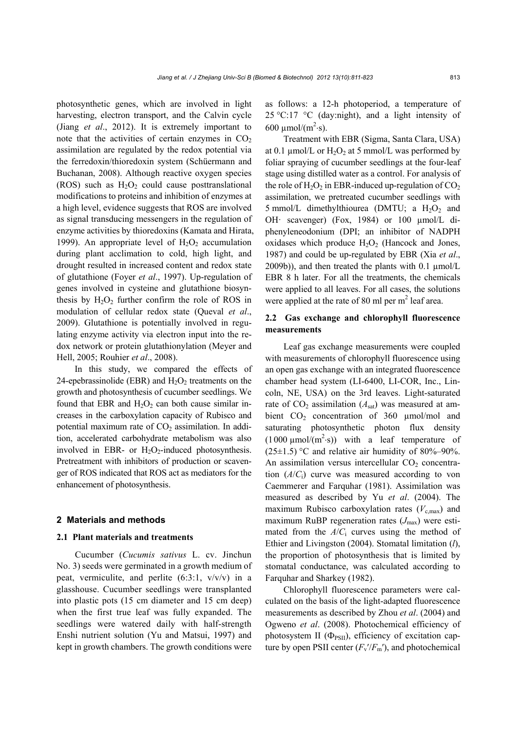photosynthetic genes, which are involved in light harvesting, electron transport, and the Calvin cycle (Jiang *et al*., 2012). It is extremely important to note that the activities of certain enzymes in $CO_2$ assimilation are regulated by the redox potential via the ferredoxin/thioredoxin system (Schüermann and Buchanan, 2008). Although reactive oxygen species (ROS) such as $H_2O_2$ could cause posttranslational modifications to proteins and inhibition of enzymes at a high level, evidence suggests that ROS are involved as signal transducing messengers in the regulation of enzyme activities by thioredoxins (Kamata and Hirata, 1999). An appropriate level of $H_2O_2$ accumulation during plant acclimation to cold, high light, and drought resulted in increased content and redox state of glutathione (Foyer *et al*., 1997). Up-regulation of genes involved in cysteine and glutathione biosynthesis by $H_2O_2$ further confirm the role of ROS in modulation of cellular redox state (Queval *et al*., 2009). Glutathione is potentially involved in regulating enzyme activity via electron input into the redox network or protein glutathionylation (Meyer and Hell, 2005; Rouhier *et al*., 2008).

In this study, we compared the effects of 24-epebrassinolide (EBR) and $H_2O_2$ treatments on the growth and photosynthesis of cucumber seedlings. We found that EBR and $H_2O_2$ can both cause similar increases in the carboxylation capacity of Rubisco and potential maximum rate of $CO_2$ assimilation. In addition, accelerated carbohydrate metabolism was also involved in EBR- or $H_2O_2$-induced photosynthesis. Pretreatment with inhibitors of production or scavenger of ROS indicated that ROS act as mediators for the enhancement of photosynthesis.

## 2 Materials and methods

### 2.1 Plant materials and treatments

Cucumber (*Cucumis sativus* L. cv. Jinchun No. 3) seeds were germinated in a growth medium of peat, vermiculite, and perlite (6:3:1, v/v/v) in a glasshouse. Cucumber seedlings were transplanted into plastic pots (15 cm diameter and 15 cm deep) when the first true leaf was fully expanded. The seedlings were watered daily with half-strength Enshi nutrient solution (Yu and Matsui, 1997) and kept in growth chambers. The growth conditions were as follows: a 12-h photoperiod, a temperature of 25 °C:17 °C (day:night), and a light intensity of 600 μmol/(m$^2$·s).

Treatment with EBR (Sigma, Santa Clara, USA) at 0.1 μmol/L or $H_2O_2$ at 5 mmol/L was performed by foliar spraying of cucumber seedlings at the four-leaf stage using distilled water as a control. For analysis of the role of $H_2O_2$ in EBR-induced up-regulation of $CO_2$ assimilation, we pretreated cucumber seedlings with 5 mmol/L dimethylthiourea (DMTU; a $H_2O_2$ and OH· scavenger) (Fox, 1984) or 100 μmol/L diphenyleneodonium (DPI; an inhibitor of NADPH oxidases which produce $H_2O_2$ (Hancock and Jones, 1987) and could be up-regulated by EBR (Xia *et al*., 2009b)), and then treated the plants with 0.1 μmol/L EBR 8 h later. For all the treatments, the chemicals were applied to all leaves. For all cases, the solutions were applied at the rate of 80 ml per m$^2$ leaf area.

### 2.2 Gas exchange and chlorophyll fluorescence measurements

Leaf gas exchange measurements were coupled with measurements of chlorophyll fluorescence using an open gas exchange with an integrated fluorescence chamber head system (LI-6400, LI-COR, Inc., Lincoln, NE, USA) on the 3rd leaves. Light-saturated rate of $CO_2$ assimilation ($A_{sat}$) was measured at ambient $CO_2$ concentration of 360 μmol/mol and saturating photosynthetic photon flux density (1 000 μmol/(m$^2$·s)) with a leaf temperature of (25±1.5) °C and relative air humidity of 80%–90%. An assimilation versus intercellular $CO_2$ concentration ($A/C_i$) curve was measured according to von Caemmerer and Farquhar (1981). Assimilation was measured as described by Yu *et al*. (2004). The maximum Rubisco carboxylation rates ($V_{c,max}$) and maximum RuBP regeneration rates ($J_{max}$) were estimated from the $A/C_i$ curves using the method of Ethier and Livingston (2004). Stomatal limitation ($l$), the proportion of photosynthesis that is limited by stomatal conductance, was calculated according to Farquhar and Sharkey (1982).

Chlorophyll fluorescence parameters were calculated on the basis of the light-adapted fluorescence measurements as described by Zhou *et al*. (2004) and Ogweno *et al*. (2008). Photochemical efficiency of photosystem II ($\Phi_{PSII}$), efficiency of excitation capture by open PSII center ($F_v'/F_m'$), and photochemical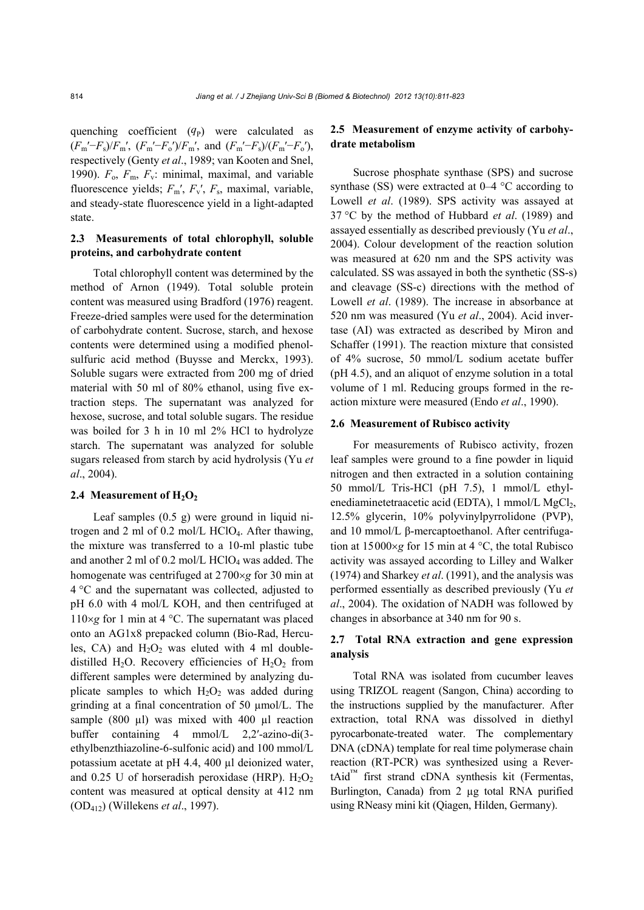quenching coefficient ($q_P$) were calculated as $(F_m'-F_s)/F_m'$, $(F_m'-F_o')/F_m'$, and $(F_m'-F_s)/(F_m'-F_o')$, respectively (Genty *et al*., 1989; van Kooten and Snel, 1990). $F_o$, $F_m$, $F_v$: minimal, maximal, and variable fluorescence yields; $F_m'$, $F_v'$, $F_s$, maximal, variable, and steady-state fluorescence yield in a light-adapted state.

### 2.3 Measurements of total chlorophyll, soluble proteins, and carbohydrate content

Total chlorophyll content was determined by the method of Arnon (1949). Total soluble protein content was measured using Bradford (1976) reagent. Freeze-dried samples were used for the determination of carbohydrate content. Sucrose, starch, and hexose contents were determined using a modified phenol-sulfuric acid method (Buysse and Merckx, 1993). Soluble sugars were extracted from 200 mg of dried material with 50 ml of 80% ethanol, using five extraction steps. The supernatant was analyzed for hexose, sucrose, and total soluble sugars. The residue was boiled for 3 h in 10 ml 2% HCl to hydrolyze starch. The supernatant was analyzed for soluble sugars released from starch by acid hydrolysis (Yu *et al*., 2004).

### 2.4 Measurement of $H_2O_2$

Leaf samples (0.5 g) were ground in liquid nitrogen and 2 ml of 0.2 mol/L $HClO_4$. After thawing, the mixture was transferred to a 10-ml plastic tube and another 2 ml of 0.2 mol/L $HClO_4$ was added. The homogenate was centrifuged at 2700×*g* for 30 min at 4 °C and the supernatant was collected, adjusted to pH 6.0 with 4 mol/L KOH, and then centrifuged at 110×*g* for 1 min at 4 °C. The supernatant was placed onto an AG1x8 prepacked column (Bio-Rad, Hercules, CA) and $H_2O_2$ was eluted with 4 ml double-distilled $H_2O$. Recovery efficiencies of $H_2O_2$ from different samples were determined by analyzing duplicate samples to which $H_2O_2$ was added during grinding at a final concentration of 50 μmol/L. The sample (800 μl) was mixed with 400 μl reaction buffer containing 4 mmol/L 2,2′-azino-di(3-ethylbenzthiazoline-6-sulfonic acid) and 100 mmol/L potassium acetate at pH 4.4, 400 μl deionized water, and 0.25 U of horseradish peroxidase (HRP). $H_2O_2$ content was measured at optical density at 412 nm ($OD_{412}$) (Willekens *et al*., 1997).

### 2.5 Measurement of enzyme activity of carbohydrate metabolism

Sucrose phosphate synthase (SPS) and sucrose synthase (SS) were extracted at 0–4 °C according to Lowell *et al*. (1989). SPS activity was assayed at 37 °C by the method of Hubbard *et al*. (1989) and assayed essentially as described previously (Yu *et al*., 2004). Colour development of the reaction solution was measured at 620 nm and the SPS activity was calculated. SS was assayed in both the synthetic (SS-s) and cleavage (SS-c) directions with the method of Lowell *et al*. (1989). The increase in absorbance at 520 nm was measured (Yu *et al*., 2004). Acid invertase (AI) was extracted as described by Miron and Schaffer (1991). The reaction mixture that consisted of 4% sucrose, 50 mmol/L sodium acetate buffer (pH 4.5), and an aliquot of enzyme solution in a total volume of 1 ml. Reducing groups formed in the reaction mixture were measured (Endo *et al*., 1990).

### 2.6 Measurement of Rubisco activity

For measurements of Rubisco activity, frozen leaf samples were ground to a fine powder in liquid nitrogen and then extracted in a solution containing 50 mmol/L Tris-HCl (pH 7.5), 1 mmol/L ethylenediaminetetraacetic acid (EDTA), 1 mmol/L $MgCl_2$, 12.5% glycerin, 10% polyvinylpyrrolidone (PVP), and 10 mmol/L β-mercaptoethanol. After centrifugation at 15000×*g* for 15 min at 4 °C, the total Rubisco activity was assayed according to Lilley and Walker (1974) and Sharkey *et al*. (1991), and the analysis was performed essentially as described previously (Yu *et al*., 2004). The oxidation of NADH was followed by changes in absorbance at 340 nm for 90 s.

### 2.7 Total RNA extraction and gene expression analysis

Total RNA was isolated from cucumber leaves using TRIZOL reagent (Sangon, China) according to the instructions supplied by the manufacturer. After extraction, total RNA was dissolved in diethyl pyrocarbonate-treated water. The complementary DNA (cDNA) template for real time polymerase chain reaction (RT-PCR) was synthesized using a RevertAid™ first strand cDNA synthesis kit (Fermentas, Burlington, Canada) from 2 μg total RNA purified using RNeasy mini kit (Qiagen, Hilden, Germany).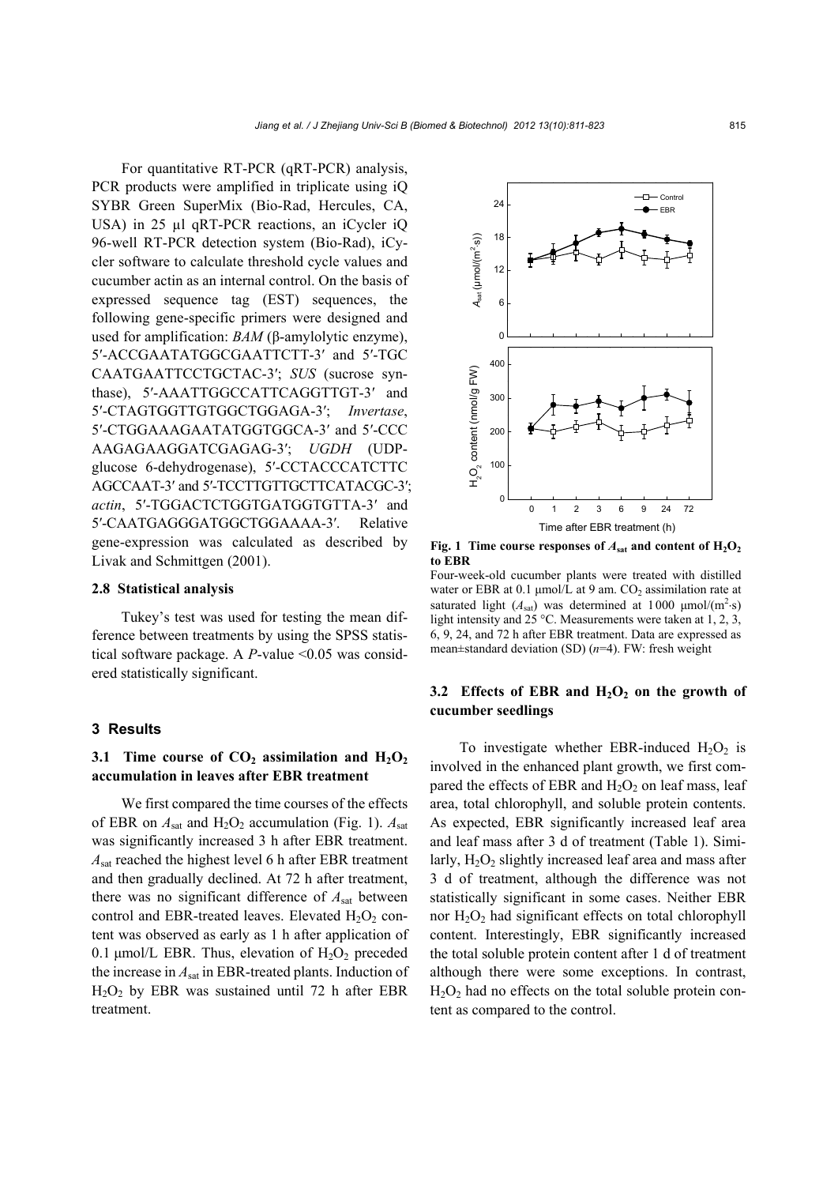For quantitative RT-PCR (qRT-PCR) analysis, PCR products were amplified in triplicate using iQ SYBR Green SuperMix (Bio-Rad, Hercules, CA, USA) in 25 μl qRT-PCR reactions, an iCycler iQ 96-well RT-PCR detection system (Bio-Rad), iCycler software to calculate threshold cycle values and cucumber actin as an internal control. On the basis of expressed sequence tag (EST) sequences, the following gene-specific primers were designed and used for amplification: *BAM* (β-amylolytic enzyme), 5′-ACCGAATATGGCGAATTCTT-3′ and 5′-TGCCAATGAATTCCTGCTAC-3′; *SUS* (sucrose synthase), 5′-AAATTGGCCATTCAGGTTGT-3′ and 5′-CTAGTGGTTGTGGCTGGAGA-3′; *Invertase*, 5′-CTGGAAAGAATATGGTGGCA-3′ and 5′-CCCAAGAGAAGGATCGAGAG-3′; *UGDH* (UDP-glucose 6-dehydrogenase), 5′-CCTACCCATCTTCAGCCAAT-3′ and 5′-TCCTTGTTGCTTCATACGC-3′; *actin*, 5′-TGGACTCTGGTGATGGTGTTA-3′ and 5′-CAATGAGGGATGGCTGGAAAA-3′. Relative gene-expression was calculated as described by Livak and Schmittgen (2001).

### 2.8 Statistical analysis

Tukey's test was used for testing the mean difference between treatments by using the SPSS statistical software package. A $P$-value <0.05 was considered statistically significant.

## 3 Results

### 3.1 Time course of $CO_2$ assimilation and $H_2O_2$ accumulation in leaves after EBR treatment

We first compared the time courses of the effects of EBR on $A_{sat}$ and $H_2O_2$ accumulation (Fig. 1). $A_{sat}$ was significantly increased 3 h after EBR treatment. $A_{sat}$ reached the highest level 6 h after EBR treatment and then gradually declined. At 72 h after treatment, there was no significant difference of $A_{sat}$ between control and EBR-treated leaves. Elevated $H_2O_2$ content was observed as early as 1 h after application of 0.1 μmol/L EBR. Thus, elevation of $H_2O_2$ preceded the increase in $A_{sat}$ in EBR-treated plants. Induction of $H_2O_2$ by EBR was sustained until 72 h after EBR treatment.

**Fig. 1 Time course responses of $A_{sat}$ and content of $H_2O_2$ to EBR**

Four-week-old cucumber plants were treated with distilled water or EBR at 0.1 μmol/L at 9 am. $CO_2$ assimilation rate at saturated light ($A_{sat}$) was determined at 1000 μmol/($m^2$·s) light intensity and 25 °C. Measurements were taken at 1, 2, 3, 6, 9, 24, and 72 h after EBR treatment. Data are expressed as mean±standard deviation (SD) ($n$=4). FW: fresh weight

### 3.2 Effects of EBR and $H_2O_2$ on the growth of cucumber seedlings

To investigate whether EBR-induced $H_2O_2$ is involved in the enhanced plant growth, we first compared the effects of EBR and $H_2O_2$ on leaf mass, leaf area, total chlorophyll, and soluble protein contents. As expected, EBR significantly increased leaf area and leaf mass after 3 d of treatment (Table 1). Similarly, $H_2O_2$ slightly increased leaf area and mass after 3 d of treatment, although the difference was not statistically significant in some cases. Neither EBR nor $H_2O_2$ had significant effects on total chlorophyll content. Interestingly, EBR significantly increased the total soluble protein content after 1 d of treatment although there were some exceptions. In contrast, $H_2O_2$ had no effects on the total soluble protein content as compared to the control.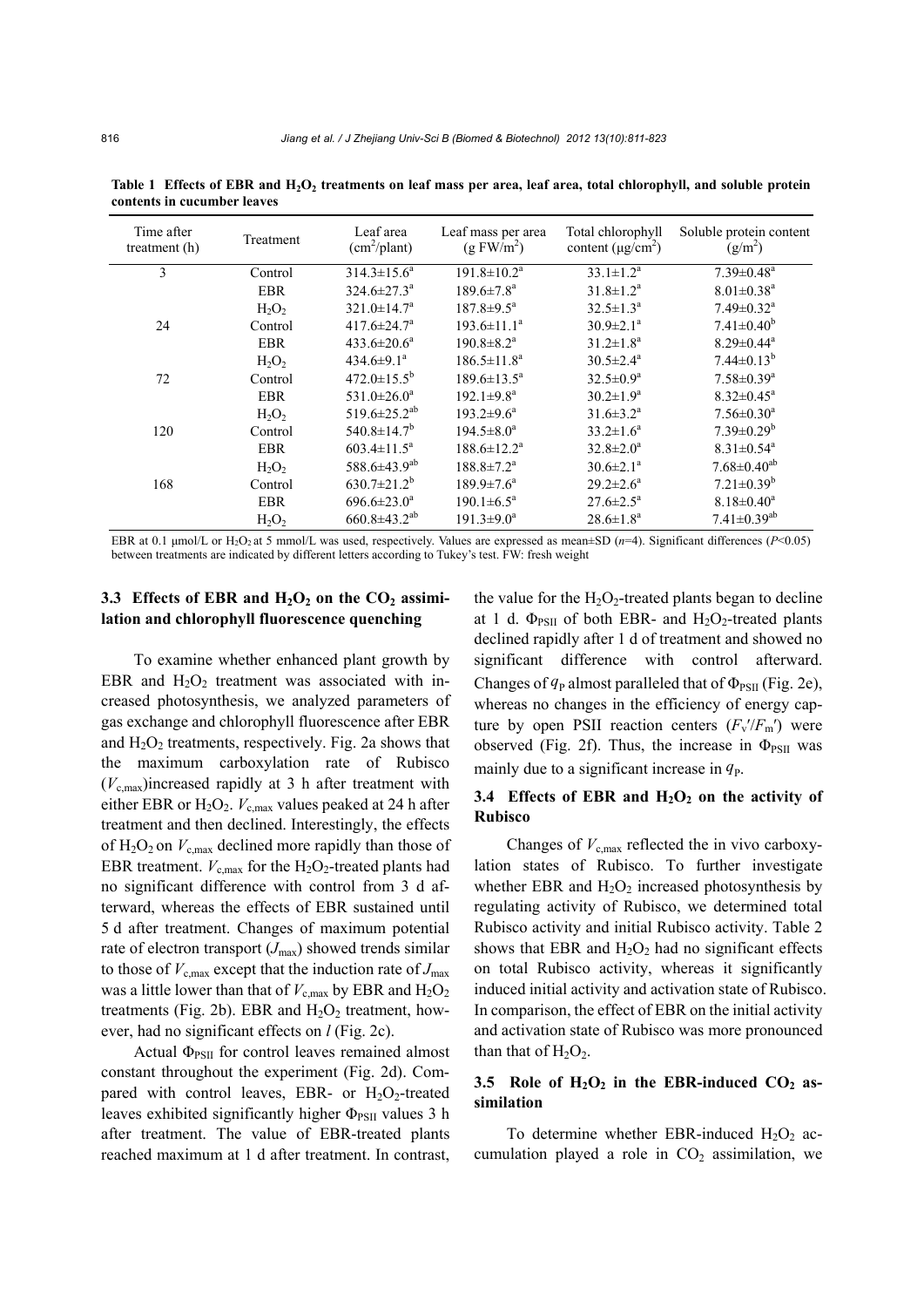**Table 1 Effects of EBR and $H_2O_2$ treatments on leaf mass per area, leaf area, total chlorophyll, and soluble protein contents in cucumber leaves**

| Time after treatment (h) | Treatment | Leaf area ($cm^2$/plant) | Leaf mass per area (g FW/$m^2$) | Total chlorophyll content ($\mu g/cm^2$) | Soluble protein content ($g/m^2$) |
|---|---|---|---|---|---|
| 3 | Control | $314.3\pm15.6^a$ | $191.8\pm10.2^a$ | $33.1\pm1.2^a$ | $7.39\pm0.48^a$ |
| | EBR | $324.6\pm27.3^a$ | $189.6\pm7.8^a$ | $31.8\pm1.2^a$ | $8.01\pm0.38^a$ |
| | $H_2O_2$ | $321.0\pm14.7^a$ | $187.8\pm9.5^a$ | $32.5\pm1.3^a$ | $7.49\pm0.32^a$ |
| 24 | Control | $417.6\pm24.7^a$ | $193.6\pm11.1^a$ | $30.9\pm2.1^a$ | $7.41\pm0.40^b$ |
| | EBR | $433.6\pm20.6^a$ | $190.8\pm8.2^a$ | $31.2\pm1.8^a$ | $8.29\pm0.44^a$ |
| | $H_2O_2$ | $434.6\pm9.1^a$ | $186.5\pm11.8^a$ | $30.5\pm2.4^a$ | $7.44\pm0.13^b$ |
| 72 | Control | $472.0\pm15.5^b$ | $189.6\pm13.5^a$ | $32.5\pm0.9^a$ | $7.58\pm0.39^a$ |
| | EBR | $531.0\pm26.0^a$ | $192.1\pm9.8^a$ | $30.2\pm1.9^a$ | $8.32\pm0.45^a$ |
| | $H_2O_2$ | $519.6\pm25.2^{ab}$ | $193.2\pm9.6^a$ | $31.6\pm3.2^a$ | $7.56\pm0.30^a$ |
| 120 | Control | $540.8\pm14.7^b$ | $194.5\pm8.0^a$ | $33.2\pm1.6^a$ | $7.39\pm0.29^b$ |
| | EBR | $603.4\pm11.5^a$ | $188.6\pm12.2^a$ | $32.8\pm2.0^a$ | $8.31\pm0.54^a$ |
| | $H_2O_2$ | $588.6\pm43.9^{ab}$ | $188.8\pm7.2^a$ | $30.6\pm2.1^a$ | $7.68\pm0.40^{ab}$ |
| 168 | Control | $630.7\pm21.2^b$ | $189.9\pm7.6^a$ | $29.2\pm2.6^a$ | $7.21\pm0.39^b$ |
| | EBR | $696.6\pm23.0^a$ | $190.1\pm6.5^a$ | $27.6\pm2.5^a$ | $8.18\pm0.40^a$ |
| | $H_2O_2$ | $660.8\pm43.2^{ab}$ | $191.3\pm9.0^a$ | $28.6\pm1.8^a$ | $7.41\pm0.39^{ab}$ |

EBR at 0.1 μmol/L or $H_2O_2$ at 5 mmol/L was used, respectively. Values are expressed as mean±SD ($n$=4). Significant differences ($P$<0.05) between treatments are indicated by different letters according to Tukey's test. FW: fresh weight

### 3.3 Effects of EBR and $H_2O_2$ on the $CO_2$ assimilation and chlorophyll fluorescence quenching

To examine whether enhanced plant growth by EBR and $H_2O_2$ treatment was associated with increased photosynthesis, we analyzed parameters of gas exchange and chlorophyll fluorescence after EBR and $H_2O_2$ treatments, respectively. Fig. 2a shows that the maximum carboxylation rate of Rubisco ($V_{c,max}$)increased rapidly at 3 h after treatment with either EBR or $H_2O_2$. $V_{c,max}$ values peaked at 24 h after treatment and then declined. Interestingly, the effects of $H_2O_2$ on $V_{c,max}$ declined more rapidly than those of EBR treatment. $V_{c,max}$ for the $H_2O_2$-treated plants had no significant difference with control from 3 d afterward, whereas the effects of EBR sustained until 5 d after treatment. Changes of maximum potential rate of electron transport ($J_{max}$) showed trends similar to those of $V_{c,max}$ except that the induction rate of $J_{max}$ was a little lower than that of $V_{c,max}$ by EBR and $H_2O_2$ treatments (Fig. 2b). EBR and $H_2O_2$ treatment, however, had no significant effects on $l$ (Fig. 2c).

Actual $\Phi_{PSII}$ for control leaves remained almost constant throughout the experiment (Fig. 2d). Compared with control leaves, EBR- or $H_2O_2$-treated leaves exhibited significantly higher $\Phi_{PSII}$ values 3 h after treatment. The value of EBR-treated plants reached maximum at 1 d after treatment. In contrast, the value for the $H_2O_2$-treated plants began to decline at 1 d. $\Phi_{PSII}$ of both EBR- and $H_2O_2$-treated plants declined rapidly after 1 d of treatment and showed no significant difference with control afterward. Changes of $q_P$ almost paralleled that of $\Phi_{PSII}$ (Fig. 2e), whereas no changes in the efficiency of energy capture by open PSII reaction centers ($F_v'/F_m'$) were observed (Fig. 2f). Thus, the increase in $\Phi_{PSII}$ was mainly due to a significant increase in $q_P$.

### 3.4 Effects of EBR and $H_2O_2$ on the activity of Rubisco

Changes of $V_{c,max}$ reflected the in vivo carboxylation states of Rubisco. To further investigate whether EBR and $H_2O_2$ increased photosynthesis by regulating activity of Rubisco, we determined total Rubisco activity and initial Rubisco activity. Table 2 shows that EBR and $H_2O_2$ had no significant effects on total Rubisco activity, whereas it significantly induced initial activity and activation state of Rubisco. In comparison, the effect of EBR on the initial activity and activation state of Rubisco was more pronounced than that of $H_2O_2$.

### 3.5 Role of $H_2O_2$ in the EBR-induced $CO_2$ assimilation

To determine whether EBR-induced $H_2O_2$ accumulation played a role in $CO_2$ assimilation, we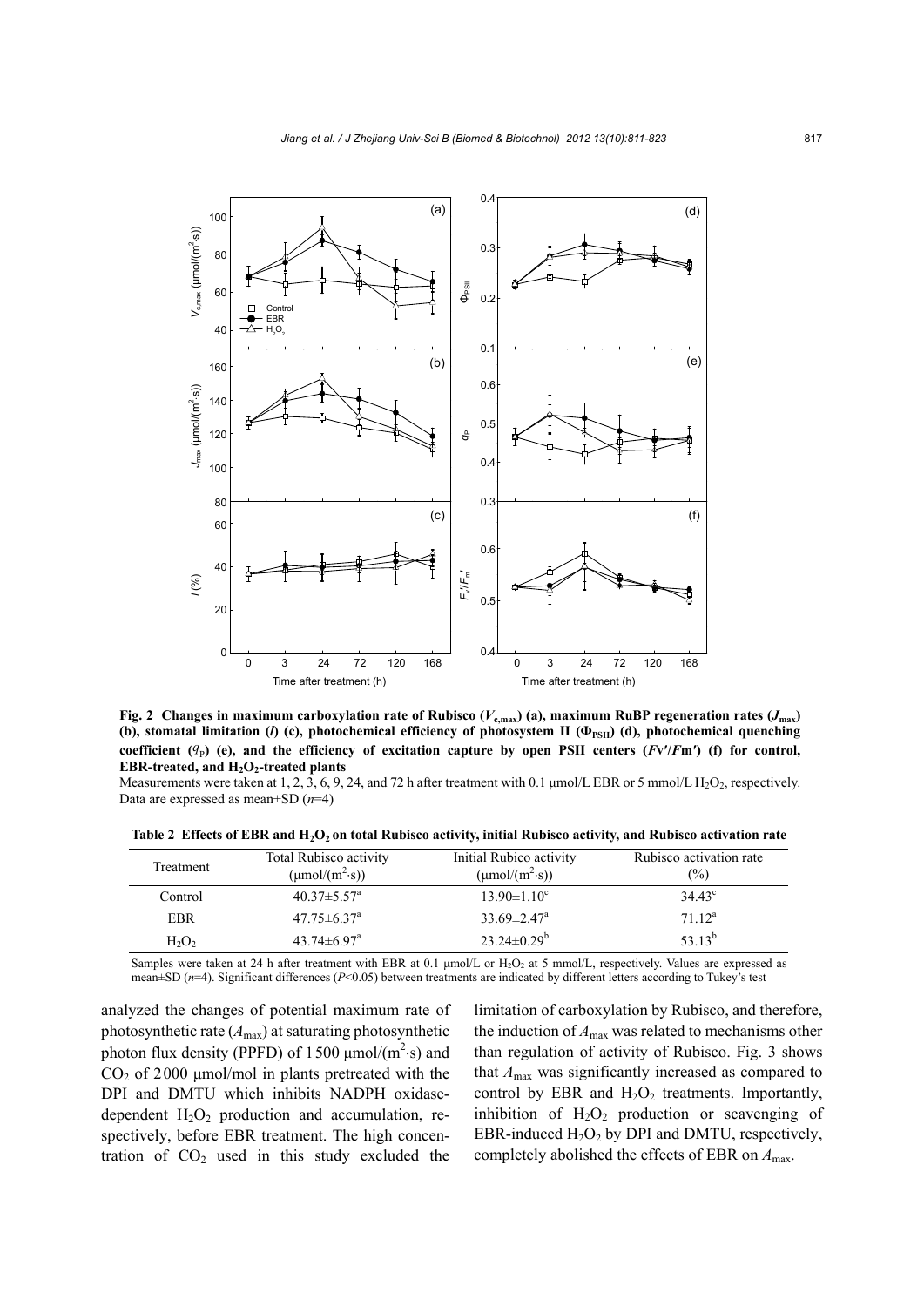**Fig. 2 Changes in maximum carboxylation rate of Rubisco ($V_{c,max}$) (a), maximum RuBP regeneration rates ($J_{max}$) (b), stomatal limitation ($l$) (c), photochemical efficiency of photosystem II ($\Phi_{PSII}$) (d), photochemical quenching coefficient ($q_P$) (e), and the efficiency of excitation capture by open PSII centers ($Fv'/Fm'$) (f) for control, EBR-treated, and $H_2O_2$-treated plants**

Measurements were taken at 1, 2, 3, 6, 9, 24, and 72 h after treatment with 0.1 μmol/L EBR or 5 mmol/L $H_2O_2$, respectively. Data are expressed as mean±SD ($n$=4)

**Table 2 Effects of EBR and $H_2O_2$ on total Rubisco activity, initial Rubisco activity, and Rubisco activation rate**

| Treatment | Total Rubisco activity (μmol/(m$^2$·s)) | Initial Rubico activity (μmol/(m$^2$·s)) | Rubisco activation rate (%) |
|---|---|---|---|
| Control | 40.37±5.57$^a$ | 13.90±1.10$^c$ | 34.43$^c$ |
| EBR | 47.75±6.37$^a$ | 33.69±2.47$^a$ | 71.12$^a$ |
| $H_2O_2$ | 43.74±6.97$^a$ | 23.24±0.29$^b$ | 53.13$^b$ |

Samples were taken at 24 h after treatment with EBR at 0.1 μmol/L or $H_2O_2$ at 5 mmol/L, respectively. Values are expressed as mean±SD ($n$=4). Significant differences ($P$<0.05) between treatments are indicated by different letters according to Tukey's test

analyzed the changes of potential maximum rate of photosynthetic rate ($A_{max}$) at saturating photosynthetic photon flux density (PPFD) of 1500 μmol/(m$^2$·s) and $CO_2$ of 2000 μmol/mol in plants pretreated with the DPI and DMTU which inhibits NADPH oxidase-dependent $H_2O_2$ production and accumulation, respectively, before EBR treatment. The high concentration of $CO_2$ used in this study excluded the limitation of carboxylation by Rubisco, and therefore, the induction of $A_{max}$ was related to mechanisms other than regulation of activity of Rubisco. Fig. 3 shows that $A_{max}$ was significantly increased as compared to control by EBR and $H_2O_2$ treatments. Importantly, inhibition of $H_2O_2$ production or scavenging of EBR-induced $H_2O_2$ by DPI and DMTU, respectively, completely abolished the effects of EBR on $A_{max}$.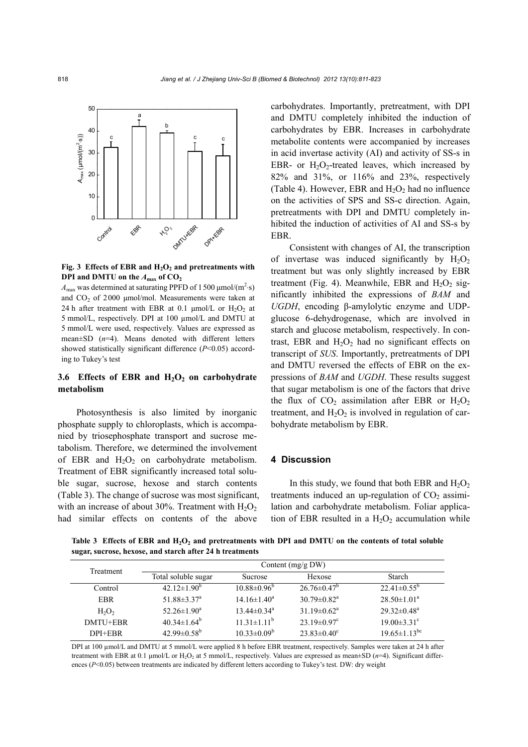Fig. 3 Effects of EBR and $H_2O_2$ and pretreatments with DPI and DMTU on the $A_{max}$ of $CO_2$

$A_{max}$ was determined at saturating PPFD of 1 500 μmol/($m^2$·s) and $CO_2$ of 2000 μmol/mol. Measurements were taken at 24 h after treatment with EBR at 0.1 μmol/L or $H_2O_2$ at 5 mmol/L, respectively. DPI at 100 μmol/L and DMTU at 5 mmol/L were used, respectively. Values are expressed as mean±SD ($n$=4). Means denoted with different letters showed statistically significant difference ($P$<0.05) according to Tukey's test

### 3.6 Effects of EBR and $H_2O_2$ on carbohydrate metabolism

Photosynthesis is also limited by inorganic phosphate supply to chloroplasts, which is accompanied by triosephosphate transport and sucrose metabolism. Therefore, we determined the involvement of EBR and $H_2O_2$ on carbohydrate metabolism. Treatment of EBR significantly increased total soluble sugar, sucrose, hexose and starch contents (Table 3). The change of sucrose was most significant, with an increase of about 30%. Treatment with $H_2O_2$ had similar effects on contents of the above carbohydrates. Importantly, pretreatment, with DPI and DMTU completely inhibited the induction of carbohydrates by EBR. Increases in carbohydrate metabolite contents were accompanied by increases in acid invertase activity (AI) and activity of SS-s in EBR- or $H_2O_2$-treated leaves, which increased by 82% and 31%, or 116% and 23%, respectively (Table 4). However, EBR and $H_2O_2$ had no influence on the activities of SPS and SS-c direction. Again, pretreatments with DPI and DMTU completely inhibited the induction of activities of AI and SS-s by EBR.

Consistent with changes of AI, the transcription of invertase was induced significantly by $H_2O_2$ treatment but was only slightly increased by EBR treatment (Fig. 4). Meanwhile, EBR and $H_2O_2$ significantly inhibited the expressions of *BAM* and *UGDH*, encoding β-amylolytic enzyme and UDP-glucose 6-dehydrogenase, which are involved in starch and glucose metabolism, respectively. In contrast, EBR and $H_2O_2$ had no significant effects on transcript of *SUS*. Importantly, pretreatments of DPI and DMTU reversed the effects of EBR on the expressions of *BAM* and *UGDH*. These results suggest that sugar metabolism is one of the factors that drive the flux of $CO_2$ assimilation after EBR or $H_2O_2$ treatment, and $H_2O_2$ is involved in regulation of carbohydrate metabolism by EBR.

## 4 Discussion

In this study, we found that both EBR and $H_2O_2$ treatments induced an up-regulation of $CO_2$ assimilation and carbohydrate metabolism. Foliar application of EBR resulted in a $H_2O_2$ accumulation while

**Table 3 Effects of EBR and $H_2O_2$ and pretreatments with DPI and DMTU on the contents of total soluble sugar, sucrose, hexose, and starch after 24 h treatments**

| Treatment | Content (mg/g DW) | | | |
|---|---|---|---|---|
| | Total soluble sugar | Sucrose | Hexose | Starch |
| Control | 42.12±1.90[b] | 10.88±0.96[b] | 26.76±0.47[b] | 22.41±0.55[b] |
| EBR | 51.88±3.37[a] | 14.16±1.40[a] | 30.79±0.82[a] | 28.50±1.01[a] |
| $H_2O_2$ | 52.26±1.90[a] | 13.44±0.34[a] | 31.19±0.62[a] | 29.32±0.48[a] |
| DMTU+EBR | 40.34±1.64[b] | 11.31±1.11[b] | 23.19±0.97[c] | 19.00±3.31[c] |
| DPI+EBR | 42.99±0.58[b] | 10.33±0.09[b] | 23.83±0.40[c] | 19.65±1.13[bc] |

DPI at 100 μmol/L and DMTU at 5 mmol/L were applied 8 h before EBR treatment, respectively. Samples were taken at 24 h after treatment with EBR at 0.1 μmol/L or $H_2O_2$ at 5 mmol/L, respectively. Values are expressed as mean±SD ($n$=4). Significant differences ($P$<0.05) between treatments are indicated by different letters according to Tukey's test. DW: dry weight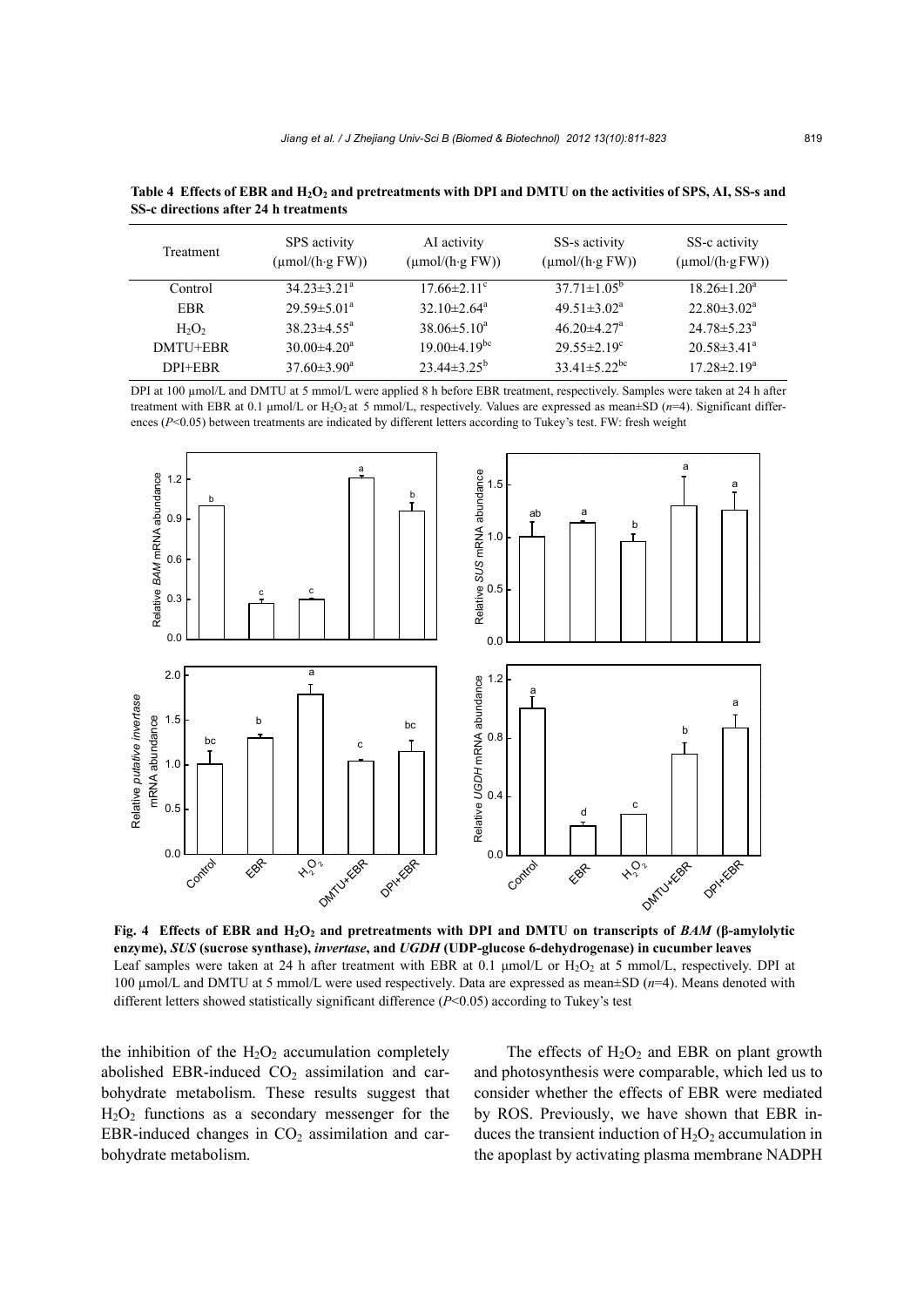**Table 4 Effects of EBR and $H_2O_2$ and pretreatments with DPI and DMTU on the activities of SPS, AI, SS-s and SS-c directions after 24 h treatments**

| Treatment | SPS activity (μmol/(h·g FW)) | AI activity (μmol/(h·g FW)) | SS-s activity (μmol/(h·g FW)) | SS-c activity (μmol/(h·g FW)) |
|---|---|---|---|---|
| Control | $34.23\pm3.21^a$ | $17.66\pm2.11^c$ | $37.71\pm1.05^b$ | $18.26\pm1.20^a$ |
| EBR | $29.59\pm5.01^a$ | $32.10\pm2.64^a$ | $49.51\pm3.02^a$ | $22.80\pm3.02^a$ |
| $H_2O_2$ | $38.23\pm4.55^a$ | $38.06\pm5.10^a$ | $46.20\pm4.27^a$ | $24.78\pm5.23^a$ |
| DMTU+EBR | $30.00\pm4.20^a$ | $19.00\pm4.19^{bc}$ | $29.55\pm2.19^c$ | $20.58\pm3.41^a$ |
| DPI+EBR | $37.60\pm3.90^a$ | $23.44\pm3.25^b$ | $33.41\pm5.22^{bc}$ | $17.28\pm2.19^a$ |

DPI at 100 μmol/L and DMTU at 5 mmol/L were applied 8 h before EBR treatment, respectively. Samples were taken at 24 h after treatment with EBR at 0.1 μmol/L or $H_2O_2$ at 5 mmol/L, respectively. Values are expressed as mean±SD ($n$=4). Significant differences ($P$<0.05) between treatments are indicated by different letters according to Tukey's test. FW: fresh weight

**Fig. 4 Effects of EBR and $H_2O_2$ and pretreatments with DPI and DMTU on transcripts of *BAM* (β-amylolytic enzyme), *SUS* (sucrose synthase), *invertase*, and *UGDH* (UDP-glucose 6-dehydrogenase) in cucumber leaves**
Leaf samples were taken at 24 h after treatment with EBR at 0.1 μmol/L or $H_2O_2$ at 5 mmol/L, respectively. DPI at 100 μmol/L and DMTU at 5 mmol/L were used respectively. Data are expressed as mean±SD ($n$=4). Means denoted with different letters showed statistically significant difference ($P$<0.05) according to Tukey's test

the inhibition of the $H_2O_2$ accumulation completely abolished EBR-induced $CO_2$ assimilation and carbohydrate metabolism. These results suggest that $H_2O_2$ functions as a secondary messenger for the EBR-induced changes in $CO_2$ assimilation and carbohydrate metabolism.

The effects of $H_2O_2$ and EBR on plant growth and photosynthesis were comparable, which led us to consider whether the effects of EBR were mediated by ROS. Previously, we have shown that EBR induces the transient induction of $H_2O_2$ accumulation in the apoplast by activating plasma membrane NADPH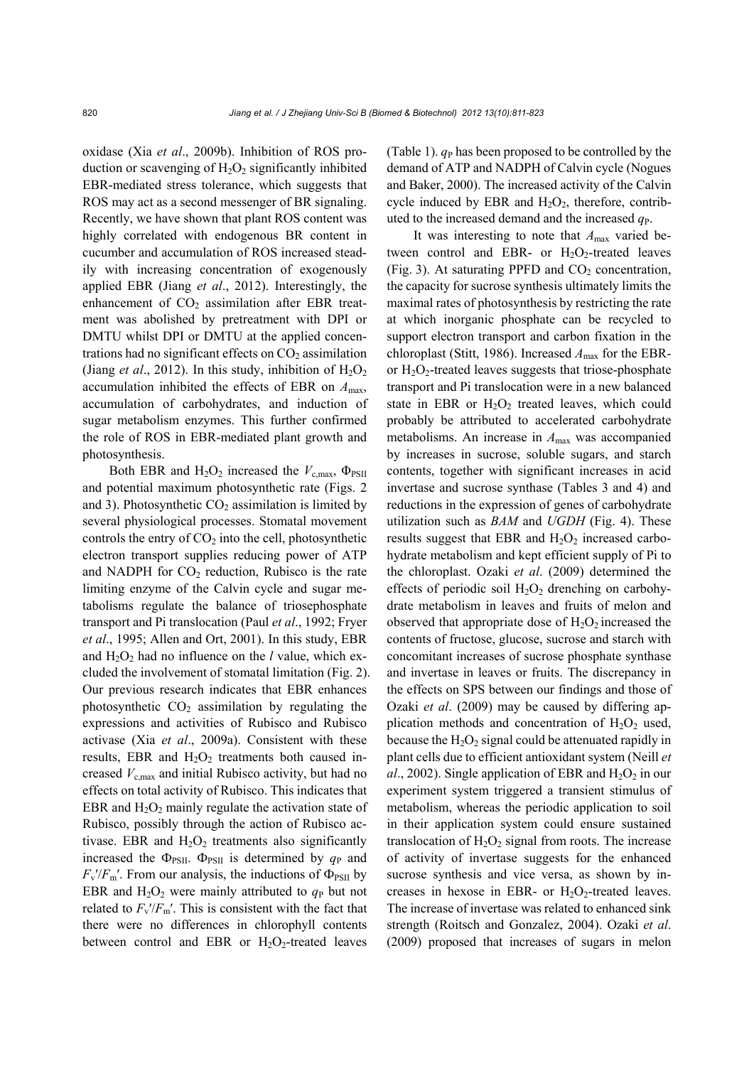oxidase (Xia *et al*., 2009b). Inhibition of ROS production or scavenging of $H_2O_2$ significantly inhibited EBR-mediated stress tolerance, which suggests that ROS may act as a second messenger of BR signaling. Recently, we have shown that plant ROS content was highly correlated with endogenous BR content in cucumber and accumulation of ROS increased steadily with increasing concentration of exogenously applied EBR (Jiang *et al*., 2012). Interestingly, the enhancement of $CO_2$ assimilation after EBR treatment was abolished by pretreatment with DPI or DMTU whilst DPI or DMTU at the applied concentrations had no significant effects on $CO_2$ assimilation (Jiang *et al*., 2012). In this study, inhibition of $H_2O_2$ accumulation inhibited the effects of EBR on $A_{max}$, accumulation of carbohydrates, and induction of sugar metabolism enzymes. This further confirmed the role of ROS in EBR-mediated plant growth and photosynthesis.

Both EBR and $H_2O_2$ increased the $V_{c,max}$, $\Phi_{PSII}$ and potential maximum photosynthetic rate (Figs. 2 and 3). Photosynthetic $CO_2$ assimilation is limited by several physiological processes. Stomatal movement controls the entry of $CO_2$ into the cell, photosynthetic electron transport supplies reducing power of ATP and NADPH for $CO_2$ reduction, Rubisco is the rate limiting enzyme of the Calvin cycle and sugar metabolisms regulate the balance of triosephosphate transport and Pi translocation (Paul *et al*., 1992; Fryer *et al*., 1995; Allen and Ort, 2001). In this study, EBR and $H_2O_2$ had no influence on the $l$ value, which excluded the involvement of stomatal limitation (Fig. 2). Our previous research indicates that EBR enhances photosynthetic $CO_2$ assimilation by regulating the expressions and activities of Rubisco and Rubisco activase (Xia *et al*., 2009a). Consistent with these results, EBR and $H_2O_2$ treatments both caused increased $V_{c,max}$ and initial Rubisco activity, but had no effects on total activity of Rubisco. This indicates that EBR and $H_2O_2$ mainly regulate the activation state of Rubisco, possibly through the action of Rubisco activase. EBR and $H_2O_2$ treatments also significantly increased the $\Phi_{PSII}$. $\Phi_{PSII}$ is determined by $q_P$ and $F_v'/F_m'$. From our analysis, the inductions of $\Phi_{PSII}$ by EBR and $H_2O_2$ were mainly attributed to $q_P$ but not related to $F_v'/F_m'$. This is consistent with the fact that there were no differences in chlorophyll contents between control and EBR or $H_2O_2$-treated leaves (Table 1). $q_P$ has been proposed to be controlled by the demand of ATP and NADPH of Calvin cycle (Nogues and Baker, 2000). The increased activity of the Calvin cycle induced by EBR and $H_2O_2$, therefore, contributed to the increased demand and the increased $q_P$.

It was interesting to note that $A_{max}$ varied between control and EBR- or $H_2O_2$-treated leaves (Fig. 3). At saturating PPFD and $CO_2$ concentration, the capacity for sucrose synthesis ultimately limits the maximal rates of photosynthesis by restricting the rate at which inorganic phosphate can be recycled to support electron transport and carbon fixation in the chloroplast (Stitt, 1986). Increased $A_{max}$ for the EBR- or $H_2O_2$-treated leaves suggests that triose-phosphate transport and Pi translocation were in a new balanced state in EBR or $H_2O_2$ treated leaves, which could probably be attributed to accelerated carbohydrate metabolisms. An increase in $A_{max}$ was accompanied by increases in sucrose, soluble sugars, and starch contents, together with significant increases in acid invertase and sucrose synthase (Tables 3 and 4) and reductions in the expression of genes of carbohydrate utilization such as *BAM* and *UGDH* (Fig. 4). These results suggest that EBR and $H_2O_2$ increased carbohydrate metabolism and kept efficient supply of Pi to the chloroplast. Ozaki *et al*. (2009) determined the effects of periodic soil $H_2O_2$ drenching on carbohydrate metabolism in leaves and fruits of melon and observed that appropriate dose of $H_2O_2$ increased the contents of fructose, glucose, sucrose and starch with concomitant increases of sucrose phosphate synthase and invertase in leaves or fruits. The discrepancy in the effects on SPS between our findings and those of Ozaki *et al*. (2009) may be caused by differing application methods and concentration of $H_2O_2$ used, because the $H_2O_2$ signal could be attenuated rapidly in plant cells due to efficient antioxidant system (Neill *et al*., 2002). Single application of EBR and $H_2O_2$ in our experiment system triggered a transient stimulus of metabolism, whereas the periodic application to soil in their application system could ensure sustained translocation of $H_2O_2$ signal from roots. The increase of activity of invertase suggests for the enhanced sucrose synthesis and vice versa, as shown by increases in hexose in EBR- or $H_2O_2$-treated leaves. The increase of invertase was related to enhanced sink strength (Roitsch and Gonzalez, 2004). Ozaki *et al*. (2009) proposed that increases of sugars in melon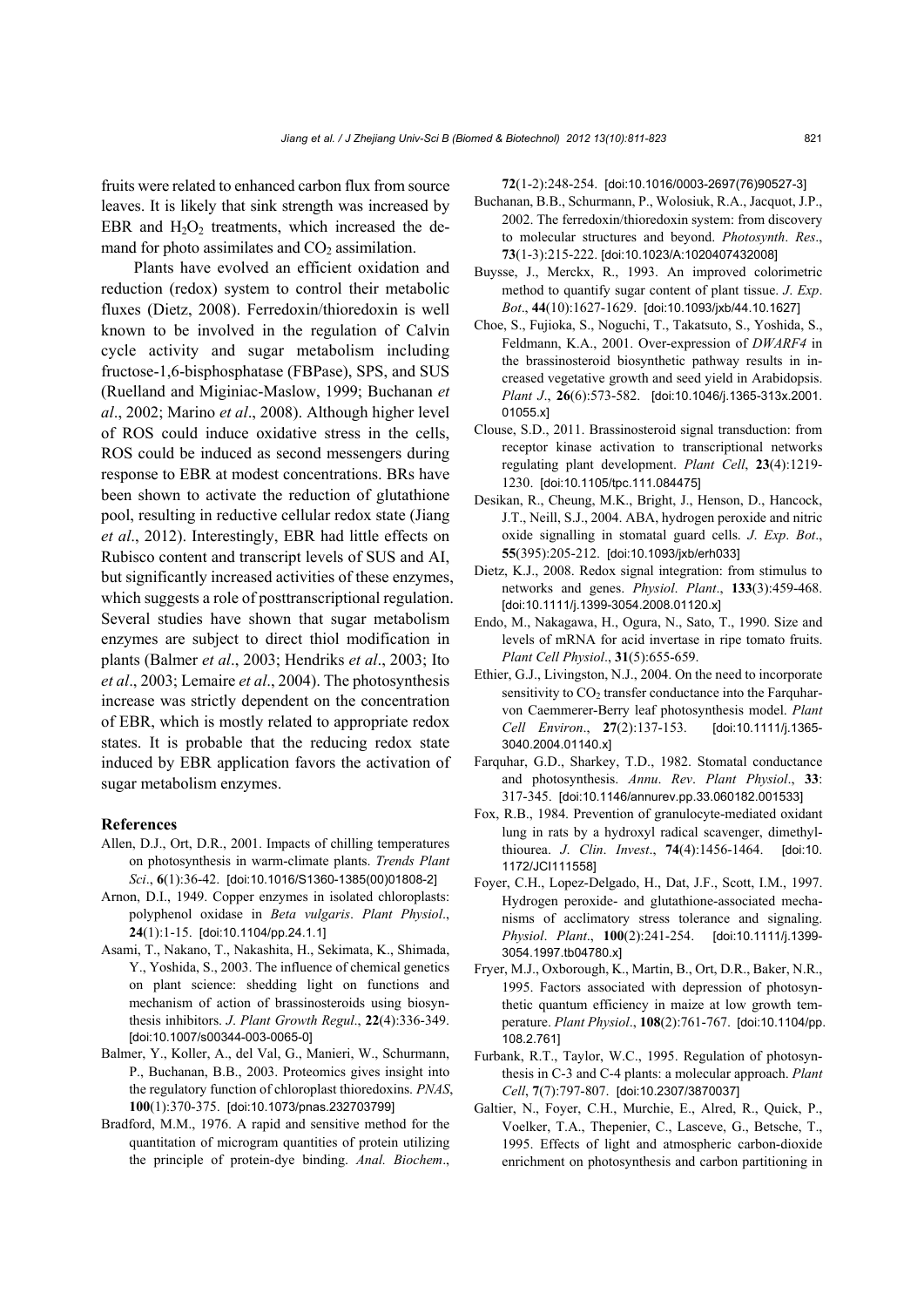fruits were related to enhanced carbon flux from source leaves. It is likely that sink strength was increased by EBR and $H_2O_2$ treatments, which increased the demand for photo assimilates and $CO_2$ assimilation.

Plants have evolved an efficient oxidation and reduction (redox) system to control their metabolic fluxes (Dietz, 2008). Ferredoxin/thioredoxin is well known to be involved in the regulation of Calvin cycle activity and sugar metabolism including fructose-1,6-bisphosphatase (FBPase), SPS, and SUS (Ruelland and Miginiac-Maslow, 1999; Buchanan *et al*., 2002; Marino *et al*., 2008). Although higher level of ROS could induce oxidative stress in the cells, ROS could be induced as second messengers during response to EBR at modest concentrations. BRs have been shown to activate the reduction of glutathione pool, resulting in reductive cellular redox state (Jiang *et al*., 2012). Interestingly, EBR had little effects on Rubisco content and transcript levels of SUS and AI, but significantly increased activities of these enzymes, which suggests a role of posttranscriptional regulation. Several studies have shown that sugar metabolism enzymes are subject to direct thiol modification in plants (Balmer *et al*., 2003; Hendriks *et al*., 2003; Ito *et al*., 2003; Lemaire *et al*., 2004). The photosynthesis increase was strictly dependent on the concentration of EBR, which is mostly related to appropriate redox states. It is probable that the reducing redox state induced by EBR application favors the activation of sugar metabolism enzymes.

## References

Allen, D.J., Ort, D.R., 2001. Impacts of chilling temperatures on photosynthesis in warm-climate plants. *Trends Plant Sci*., **6**(1):36-42. [doi:10.1016/S1360-1385(00)01808-2]

Arnon, D.I., 1949. Copper enzymes in isolated chloroplasts: polyphenol oxidase in *Beta vulgaris*. *Plant Physiol*., **24**(1):1-15. [doi:10.1104/pp.24.1.1]

Asami, T., Nakano, T., Nakashita, H., Sekimata, K., Shimada, Y., Yoshida, S., 2003. The influence of chemical genetics on plant science: shedding light on functions and mechanism of action of brassinosteroids using biosynthesis inhibitors. *J*. *Plant Growth Regul*., **22**(4):336-349. [doi:10.1007/s00344-003-0065-0]

Balmer, Y., Koller, A., del Val, G., Manieri, W., Schurmann, P., Buchanan, B.B., 2003. Proteomics gives insight into the regulatory function of chloroplast thioredoxins. *PNAS*, **100**(1):370-375. [doi:10.1073/pnas.232703799]

Bradford, M.M., 1976. A rapid and sensitive method for the quantitation of microgram quantities of protein utilizing the principle of protein-dye binding. *Anal. Biochem*., **72**(1-2):248-254. [doi:10.1016/0003-2697(76)90527-3]

Buchanan, B.B., Schurmann, P., Wolosiuk, R.A., Jacquot, J.P., 2002. The ferredoxin/thioredoxin system: from discovery to molecular structures and beyond. *Photosynth*. *Res*., **73**(1-3):215-222. [doi:10.1023/A:1020407432008]

Buysse, J., Merckx, R., 1993. An improved colorimetric method to quantify sugar content of plant tissue. *J*. *Exp*. *Bot*., **44**(10):1627-1629. [doi:10.1093/jxb/44.10.1627]

Choe, S., Fujioka, S., Noguchi, T., Takatsuto, S., Yoshida, S., Feldmann, K.A., 2001. Over-expression of *DWARF4* in the brassinosteroid biosynthetic pathway results in increased vegetative growth and seed yield in Arabidopsis. *Plant J*., **26**(6):573-582. [doi:10.1046/j.1365-313x.2001.01055.x]

Clouse, S.D., 2011. Brassinosteroid signal transduction: from receptor kinase activation to transcriptional networks regulating plant development. *Plant Cell*, **23**(4):1219-1230. [doi:10.1105/tpc.111.084475]

Desikan, R., Cheung, M.K., Bright, J., Henson, D., Hancock, J.T., Neill, S.J., 2004. ABA, hydrogen peroxide and nitric oxide signalling in stomatal guard cells. *J*. *Exp*. *Bot*., **55**(395):205-212. [doi:10.1093/jxb/erh033]

Dietz, K.J., 2008. Redox signal integration: from stimulus to networks and genes. *Physiol*. *Plant*., **133**(3):459-468. [doi:10.1111/j.1399-3054.2008.01120.x]

Endo, M., Nakagawa, H., Ogura, N., Sato, T., 1990. Size and levels of mRNA for acid invertase in ripe tomato fruits. *Plant Cell Physiol*., **31**(5):655-659.

Ethier, G.J., Livingston, N.J., 2004. On the need to incorporate sensitivity to $CO_2$ transfer conductance into the Farquhar-von Caemmerer-Berry leaf photosynthesis model. *Plant Cell Environ*., **27**(2):137-153. [doi:10.1111/j.1365-3040.2004.01140.x]

Farquhar, G.D., Sharkey, T.D., 1982. Stomatal conductance and photosynthesis. *Annu*. *Rev*. *Plant Physiol*., **33**: 317-345. [doi:10.1146/annurev.pp.33.060182.001533]

Fox, R.B., 1984. Prevention of granulocyte-mediated oxidant lung in rats by a hydroxyl radical scavenger, dimethylthiourea. *J*. *Clin*. *Invest*., **74**(4):1456-1464. [doi:10.1172/JCI111558]

Foyer, C.H., Lopez-Delgado, H., Dat, J.F., Scott, I.M., 1997. Hydrogen peroxide- and glutathione-associated mechanisms of acclimatory stress tolerance and signaling. *Physiol*. *Plant*., **100**(2):241-254. [doi:10.1111/j.1399-3054.1997.tb04780.x]

Fryer, M.J., Oxborough, K., Martin, B., Ort, D.R., Baker, N.R., 1995. Factors associated with depression of photosynthetic quantum efficiency in maize at low growth temperature. *Plant Physiol*., **108**(2):761-767. [doi:10.1104/pp.108.2.761]

Furbank, R.T., Taylor, W.C., 1995. Regulation of photosynthesis in C-3 and C-4 plants: a molecular approach. *Plant Cell*, **7**(7):797-807. [doi:10.2307/3870037]

Galtier, N., Foyer, C.H., Murchie, E., Alred, R., Quick, P., Voelker, T.A., Thepenier, C., Lasceve, G., Betsche, T., 1995. Effects of light and atmospheric carbon-dioxide enrichment on photosynthesis and carbon partitioning in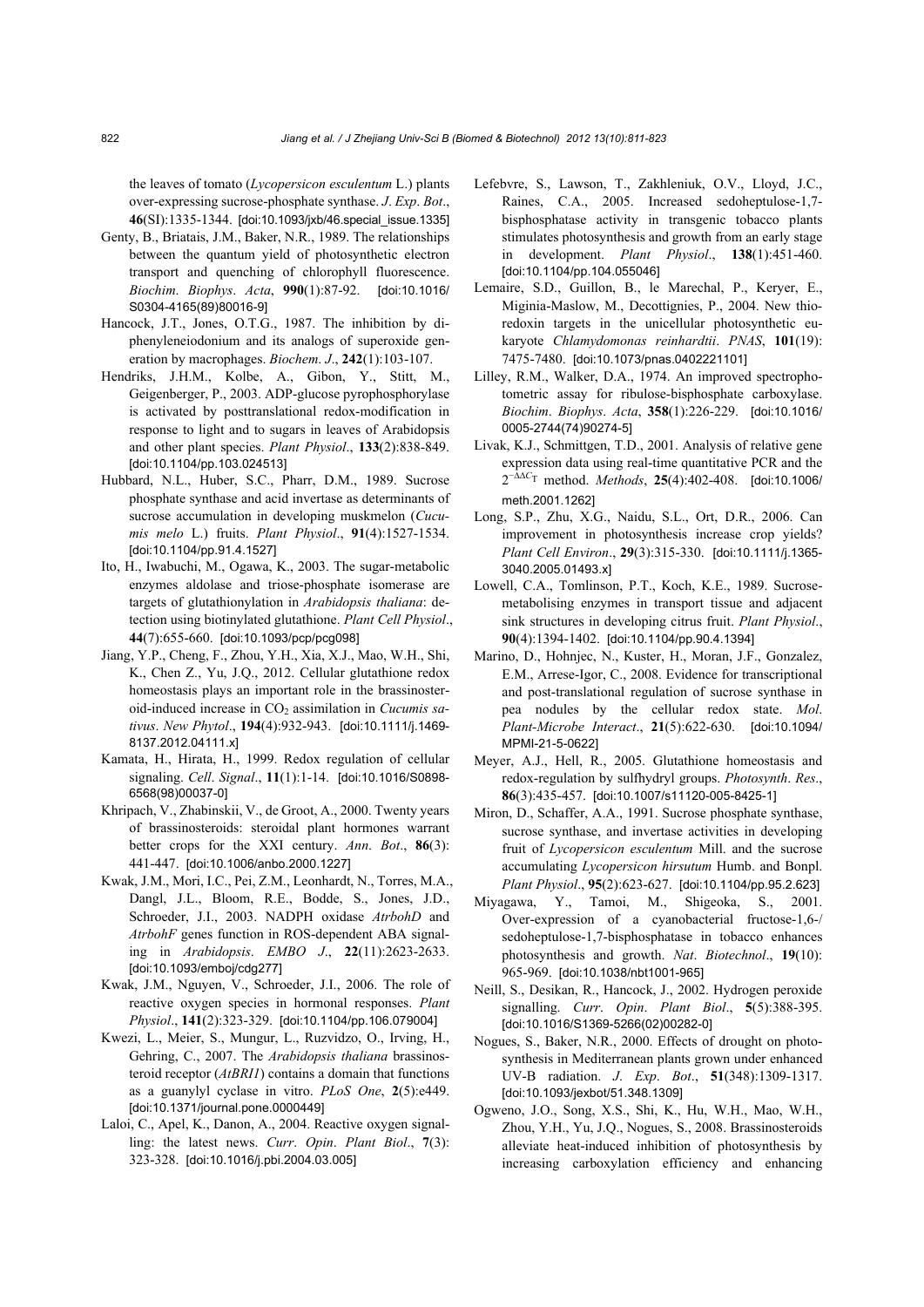the leaves of tomato (*Lycopersicon esculentum* L.) plants over-expressing sucrose-phosphate synthase. *J. Exp. Bot.*, **46**(SI):1335-1344. [doi:10.1093/jxb/46.special_issue.1335]

Genty, B., Briatais, J.M., Baker, N.R., 1989. The relationships between the quantum yield of photosynthetic electron transport and quenching of chlorophyll fluorescence. *Biochim. Biophys. Acta*, **990**(1):87-92. [doi:10.1016/S0304-4165(89)80016-9]

Hancock, J.T., Jones, O.T.G., 1987. The inhibition by diphenyleneiodonium and its analogs of superoxide generation by macrophages. *Biochem. J.*, **242**(1):103-107.

Hendriks, J.H.M., Kolbe, A., Gibon, Y., Stitt, M., Geigenberger, P., 2003. ADP-glucose pyrophosphorylase is activated by posttranslational redox-modification in response to light and to sugars in leaves of Arabidopsis and other plant species. *Plant Physiol.*, **133**(2):838-849. [doi:10.1104/pp.103.024513]

Hubbard, N.L., Huber, S.C., Pharr, D.M., 1989. Sucrose phosphate synthase and acid invertase as determinants of sucrose accumulation in developing muskmelon (*Cucumis melo* L.) fruits. *Plant Physiol.*, **91**(4):1527-1534. [doi:10.1104/pp.91.4.1527]

Ito, H., Iwabuchi, M., Ogawa, K., 2003. The sugar-metabolic enzymes aldolase and triose-phosphate isomerase are targets of glutathionylation in *Arabidopsis thaliana*: detection using biotinylated glutathione. *Plant Cell Physiol.*, **44**(7):655-660. [doi:10.1093/pcp/pcg098]

Jiang, Y.P., Cheng, F., Zhou, Y.H., Xia, X.J., Mao, W.H., Shi, K., Chen Z., Yu, J.Q., 2012. Cellular glutathione redox homeostasis plays an important role in the brassinosteroid-induced increase in $CO_2$ assimilation in *Cucumis sativus*. *New Phytol.*, **194**(4):932-943. [doi:10.1111/j.1469-8137.2012.04111.x]

Kamata, H., Hirata, H., 1999. Redox regulation of cellular signaling. *Cell. Signal.*, **11**(1):1-14. [doi:10.1016/S0898-6568(98)00037-0]

Khripach, V., Zhabinskii, V., de Groot, A., 2000. Twenty years of brassinosteroids: steroidal plant hormones warrant better crops for the XXI century. *Ann. Bot.*, **86**(3): 441-447. [doi:10.1006/anbo.2000.1227]

Kwak, J.M., Mori, I.C., Pei, Z.M., Leonhardt, N., Torres, M.A., Dangl, J.L., Bloom, R.E., Bodde, S., Jones, J.D., Schroeder, J.I., 2003. NADPH oxidase *AtrbohD* and *AtrbohF* genes function in ROS-dependent ABA signaling in *Arabidopsis*. *EMBO J.*, **22**(11):2623-2633. [doi:10.1093/emboj/cdg277]

Kwak, J.M., Nguyen, V., Schroeder, J.I., 2006. The role of reactive oxygen species in hormonal responses. *Plant Physiol.*, **141**(2):323-329. [doi:10.1104/pp.106.079004]

Kwezi, L., Meier, S., Mungur, L., Ruzvidzo, O., Irving, H., Gehring, C., 2007. The *Arabidopsis thaliana* brassinosteroid receptor (*AtBRI1*) contains a domain that functions as a guanylyl cyclase in vitro. *PLoS One*, **2**(5):e449. [doi:10.1371/journal.pone.0000449]

Laloi, C., Apel, K., Danon, A., 2004. Reactive oxygen signalling: the latest news. *Curr. Opin. Plant Biol.*, **7**(3): 323-328. [doi:10.1016/j.pbi.2004.03.005]

Lefebvre, S., Lawson, T., Zakhleniuk, O.V., Lloyd, J.C., Raines, C.A., 2005. Increased sedoheptulose-1,7-bisphosphatase activity in transgenic tobacco plants stimulates photosynthesis and growth from an early stage in development. *Plant Physiol.*, **138**(1):451-460. [doi:10.1104/pp.104.055046]

Lemaire, S.D., Guillon, B., le Marechal, P., Keryer, E., Miginia-Maslow, M., Decottignies, P., 2004. New thioredoxin targets in the unicellular photosynthetic eukaryote *Chlamydomonas reinhardtii*. *PNAS*, **101**(19): 7475-7480. [doi:10.1073/pnas.0402221101]

Lilley, R.M., Walker, D.A., 1974. An improved spectrophotometric assay for ribulose-bisphosphate carboxylase. *Biochim. Biophys. Acta*, **358**(1):226-229. [doi:10.1016/0005-2744(74)90274-5]

Livak, K.J., Schmittgen, T.D., 2001. Analysis of relative gene expression data using real-time quantitative PCR and the $2^{-\Delta\Delta C_T}$ method. *Methods*, **25**(4):402-408. [doi:10.1006/meth.2001.1262]

Long, S.P., Zhu, X.G., Naidu, S.L., Ort, D.R., 2006. Can improvement in photosynthesis increase crop yields? *Plant Cell Environ.*, **29**(3):315-330. [doi:10.1111/j.1365-3040.2005.01493.x]

Lowell, C.A., Tomlinson, P.T., Koch, K.E., 1989. Sucrose-metabolising enzymes in transport tissue and adjacent sink structures in developing citrus fruit. *Plant Physiol.*, **90**(4):1394-1402. [doi:10.1104/pp.90.4.1394]

Marino, D., Hohnjec, N., Kuster, H., Moran, J.F., Gonzalez, E.M., Arrese-Igor, C., 2008. Evidence for transcriptional and post-translational regulation of sucrose synthase in pea nodules by the cellular redox state. *Mol. Plant-Microbe Interact.*, **21**(5):622-630. [doi:10.1094/MPMI-21-5-0622]

Meyer, A.J., Hell, R., 2005. Glutathione homeostasis and redox-regulation by sulfhydryl groups. *Photosynth. Res.*, **86**(3):435-457. [doi:10.1007/s11120-005-8425-1]

Miron, D., Schaffer, A.A., 1991. Sucrose phosphate synthase, sucrose synthase, and invertase activities in developing fruit of *Lycopersicon esculentum* Mill. and the sucrose accumulating *Lycopersicon hirsutum* Humb. and Bonpl. *Plant Physiol.*, **95**(2):623-627. [doi:10.1104/pp.95.2.623]

Miyagawa, Y., Tamoi, M., Shigeoka, S., 2001. Over-expression of a cyanobacterial fructose-1,6-/sedoheptulose-1,7-bisphosphatase in tobacco enhances photosynthesis and growth. *Nat. Biotechnol.*, **19**(10): 965-969. [doi:10.1038/nbt1001-965]

Neill, S., Desikan, R., Hancock, J., 2002. Hydrogen peroxide signalling. *Curr. Opin. Plant Biol.*, **5**(5):388-395. [doi:10.1016/S1369-5266(02)00282-0]

Nogues, S., Baker, N.R., 2000. Effects of drought on photosynthesis in Mediterranean plants grown under enhanced UV-B radiation. *J. Exp. Bot.*, **51**(348):1309-1317. [doi:10.1093/jexbot/51.348.1309]

Ogweno, J.O., Song, X.S., Shi, K., Hu, W.H., Mao, W.H., Zhou, Y.H., Yu, J.Q., Nogues, S., 2008. Brassinosteroids alleviate heat-induced inhibition of photosynthesis by increasing carboxylation efficiency and enhancing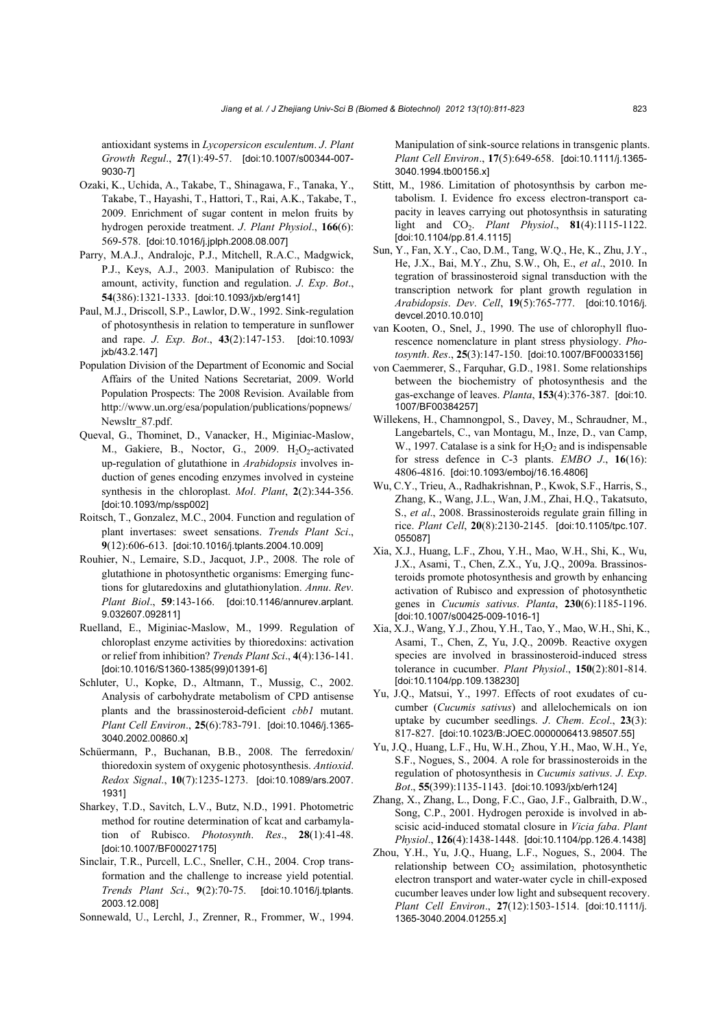antioxidant systems in *Lycopersicon esculentum*. *J. Plant Growth Regul.*, **27**(1):49-57. [doi:10.1007/s00344-007-9030-7]

Ozaki, K., Uchida, A., Takabe, T., Shinagawa, F., Tanaka, Y., Takabe, T., Hayashi, T., Hattori, T., Rai, A.K., Takabe, T., 2009. Enrichment of sugar content in melon fruits by hydrogen peroxide treatment. *J. Plant Physiol.*, **166**(6): 569-578. [doi:10.1016/j.jplph.2008.08.007]

Parry, M.A.J., Andralojc, P.J., Mitchell, R.A.C., Madgwick, P.J., Keys, A.J., 2003. Manipulation of Rubisco: the amount, activity, function and regulation. *J. Exp. Bot.*, **54**(386):1321-1333. [doi:10.1093/jxb/erg141]

Paul, M.J., Driscoll, S.P., Lawlor, D.W., 1992. Sink-regulation of photosynthesis in relation to temperature in sunflower and rape. *J. Exp. Bot.*, **43**(2):147-153. [doi:10.1093/jxb/43.2.147]

Population Division of the Department of Economic and Social Affairs of the United Nations Secretariat, 2009. World Population Prospects: The 2008 Revision. Available from http://www.un.org/esa/population/publications/popnews/Newsltr_87.pdf.

Queval, G., Thominet, D., Vanacker, H., Miginiac-Maslow, M., Gakiere, B., Noctor, G., 2009. $H_2O_2$-activated up-regulation of glutathione in *Arabidopsis* involves induction of genes encoding enzymes involved in cysteine synthesis in the chloroplast. *Mol. Plant*, **2**(2):344-356. [doi:10.1093/mp/ssp002]

Roitsch, T., Gonzalez, M.C., 2004. Function and regulation of plant invertases: sweet sensations. *Trends Plant Sci.*, **9**(12):606-613. [doi:10.1016/j.tplants.2004.10.009]

Rouhier, N., Lemaire, S.D., Jacquot, J.P., 2008. The role of glutathione in photosynthetic organisms: Emerging functions for glutaredoxins and glutathionylation. *Annu. Rev. Plant Biol.*, **59**:143-166. [doi:10.1146/annurev.arplant.9.032607.092811]

Ruelland, E., Miginiac-Maslow, M., 1999. Regulation of chloroplast enzyme activities by thioredoxins: activation or relief from inhibition? *Trends Plant Sci.*, **4**(4):136-141. [doi:10.1016/S1360-1385(99)01391-6]

Schluter, U., Kopke, D., Altmann, T., Mussig, C., 2002. Analysis of carbohydrate metabolism of CPD antisense plants and the brassinosteroid-deficient *cbb1* mutant. *Plant Cell Environ.*, **25**(6):783-791. [doi:10.1046/j.1365-3040.2002.00860.x]

Schüermann, P., Buchanan, B.B., 2008. The ferredoxin/thioredoxin system of oxygenic photosynthesis. *Antioxid. Redox Signal.*, **10**(7):1235-1273. [doi:10.1089/ars.2007.1931]

Sharkey, T.D., Savitch, L.V., Butz, N.D., 1991. Photometric method for routine determination of kcat and carbamylation of Rubisco. *Photosynth. Res.*, **28**(1):41-48. [doi:10.1007/BF00027175]

Sinclair, T.R., Purcell, L.C., Sneller, C.H., 2004. Crop transformation and the challenge to increase yield potential. *Trends Plant Sci.*, **9**(2):70-75. [doi:10.1016/j.tplants.2003.12.008]

Sonnewald, U., Lerchl, J., Zrenner, R., Frommer, W., 1994. Manipulation of sink-source relations in transgenic plants. *Plant Cell Environ.*, **17**(5):649-658. [doi:10.1111/j.1365-3040.1994.tb00156.x]

Stitt, M., 1986. Limitation of photosynthsis by carbon metabolism. I. Evidence fro excess electron-transport capacity in leaves carrying out photosynthsis in saturating light and $CO_2$. *Plant Physiol.*, **81**(4):1115-1122. [doi:10.1104/pp.81.4.1115]

Sun, Y., Fan, X.Y., Cao, D.M., Tang, W.Q., He, K., Zhu, J.Y., He, J.X., Bai, M.Y., Zhu, S.W., Oh, E., *et al.*, 2010. Integration of brassinosteroid signal transduction with the transcription network for plant growth regulation in *Arabidopsis*. *Dev. Cell*, **19**(5):765-777. [doi:10.1016/j.devcel.2010.10.010]

van Kooten, O., Snel, J., 1990. The use of chlorophyll fluorescence nomenclature in plant stress physiology. *Photosynth. Res.*, **25**(3):147-150. [doi:10.1007/BF00033156]

von Caemmerer, S., Farquhar, G.D., 1981. Some relationships between the biochemistry of photosynthesis and the gas-exchange of leaves. *Planta*, **153**(4):376-387. [doi:10.1007/BF00384257]

Willekens, H., Chamnongpol, S., Davey, M., Schraudner, M., Langebartels, C., van Montagu, M., Inze, D., van Camp, W., 1997. Catalase is a sink for $H_2O_2$ and is indispensable for stress defence in C-3 plants. *EMBO J.*, **16**(16): 4806-4816. [doi:10.1093/emboj/16.16.4806]

Wu, C.Y., Trieu, A., Radhakrishnan, P., Kwok, S.F., Harris, S., Zhang, K., Wang, J.L., Wan, J.M., Zhai, H.Q., Takatsuto, S., *et al.*, 2008. Brassinosteroids regulate grain filling in rice. *Plant Cell*, **20**(8):2130-2145. [doi:10.1105/tpc.107.055087]

Xia, X.J., Huang, L.F., Zhou, Y.H., Mao, W.H., Shi, K., Wu, J.X., Asami, T., Chen, Z.X., Yu, J.Q., 2009a. Brassinosteroids promote photosynthesis and growth by enhancing activation of Rubisco and expression of photosynthetic genes in *Cucumis sativus*. *Planta*, **230**(6):1185-1196. [doi:10.1007/s00425-009-1016-1]

Xia, X.J., Wang, Y.J., Zhou, Y.H., Tao, Y., Mao, W.H., Shi, K., Asami, T., Chen, Z, Yu, J.Q., 2009b. Reactive oxygen species are involved in brassinosteroid-induced stress tolerance in cucumber. *Plant Physiol.*, **150**(2):801-814. [doi:10.1104/pp.109.138230]

Yu, J.Q., Matsui, Y., 1997. Effects of root exudates of cucumber (*Cucumis sativus*) and allelochemicals on ion uptake by cucumber seedlings. *J. Chem. Ecol.*, **23**(3): 817-827. [doi:10.1023/B:JOEC.0000006413.98507.55]

Yu, J.Q., Huang, L.F., Hu, W.H., Zhou, Y.H., Mao, W.H., Ye, S.F., Nogues, S., 2004. A role for brassinosteroids in the regulation of photosynthesis in *Cucumis sativus*. *J. Exp. Bot.*, **55**(399):1135-1143. [doi:10.1093/jxb/erh124]

Zhang, X., Zhang, L., Dong, F.C., Gao, J.F., Galbraith, D.W., Song, C.P., 2001. Hydrogen peroxide is involved in abscisic acid-induced stomatal closure in *Vicia faba*. *Plant Physiol.*, **126**(4):1438-1448. [doi:10.1104/pp.126.4.1438]

Zhou, Y.H., Yu, J.Q., Huang, L.F., Nogues, S., 2004. The relationship between $CO_2$ assimilation, photosynthetic electron transport and water-water cycle in chill-exposed cucumber leaves under low light and subsequent recovery. *Plant Cell Environ.*, **27**(12):1503-1514. [doi:10.1111/j.1365-3040.2004.01255.x]